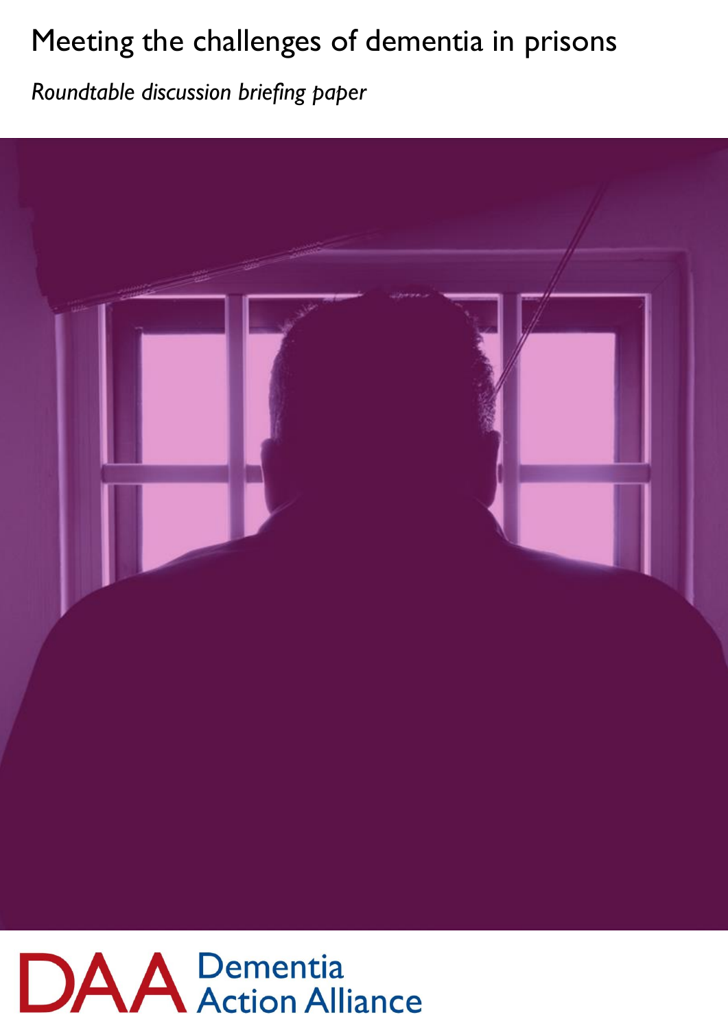# Meeting the challenges of dementia in prisons

*Roundtable discussion briefing paper*

DAA Dementia Action Alliance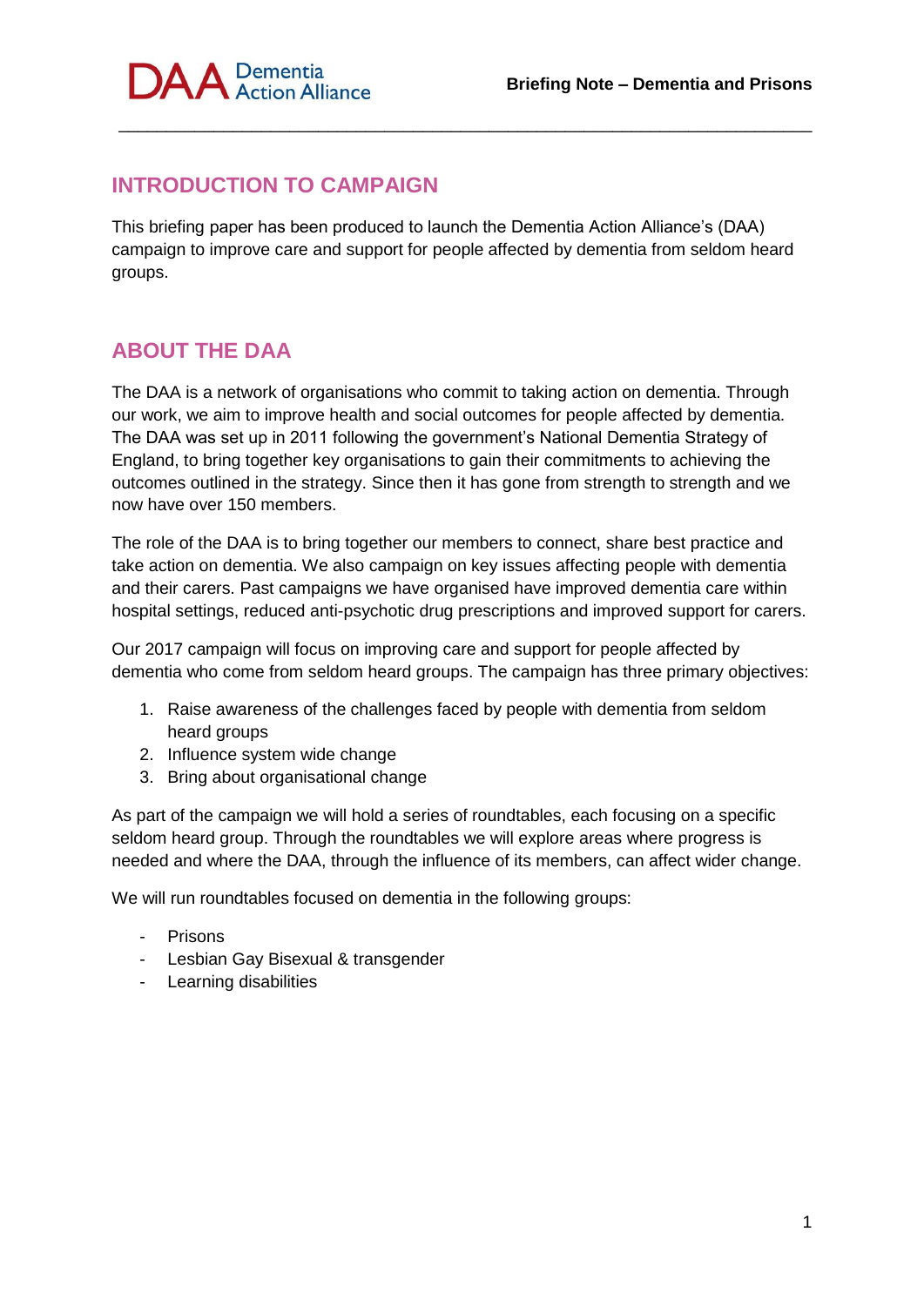## INTRODUCTION TO CAMPAIGN

This briefing paper has been produced to launch the Dementia Action Alliance's (DAA) campaign to improve care and support for people affected by dementia from seldom heard groups.

## ABOUT THE DAA

The DAA is a network of organisations who commit to taking action on dementia. Through our work, we aim to improve health and social outcomes for people affected by dementia. The DAA was set up in 2011 following the government's National Dementia Strategy of England, to bring together key organisations to gain their commitments to achieving the outcomes outlined in the strategy. Since then it has gone from strength to strength and we now have over 150 members.

The role of the DAA is to bring together our members to connect, share best practice and take action on dementia. We also campaign on key issues affecting people with dementia and their carers. Past campaigns we have organised have improved dementia care within hospital settings, reduced anti-psychotic drug prescriptions and improved support for carers.

Our 2017 campaign will focus on improving care and support for people affected by dementia who come from seldom heard groups. The campaign has three primary objectives:

1. Raise awareness of the challenges faced by people with dementia from seldom heard groups
2. Influence system wide change
3. Bring about organisational change

As part of the campaign we will hold a series of roundtables, each focusing on a specific seldom heard group. Through the roundtables we will explore areas where progress is needed and where the DAA, through the influence of its members, can affect wider change.

We will run roundtables focused on dementia in the following groups:

- Prisons
- Lesbian Gay Bisexual & transgender
- Learning disabilities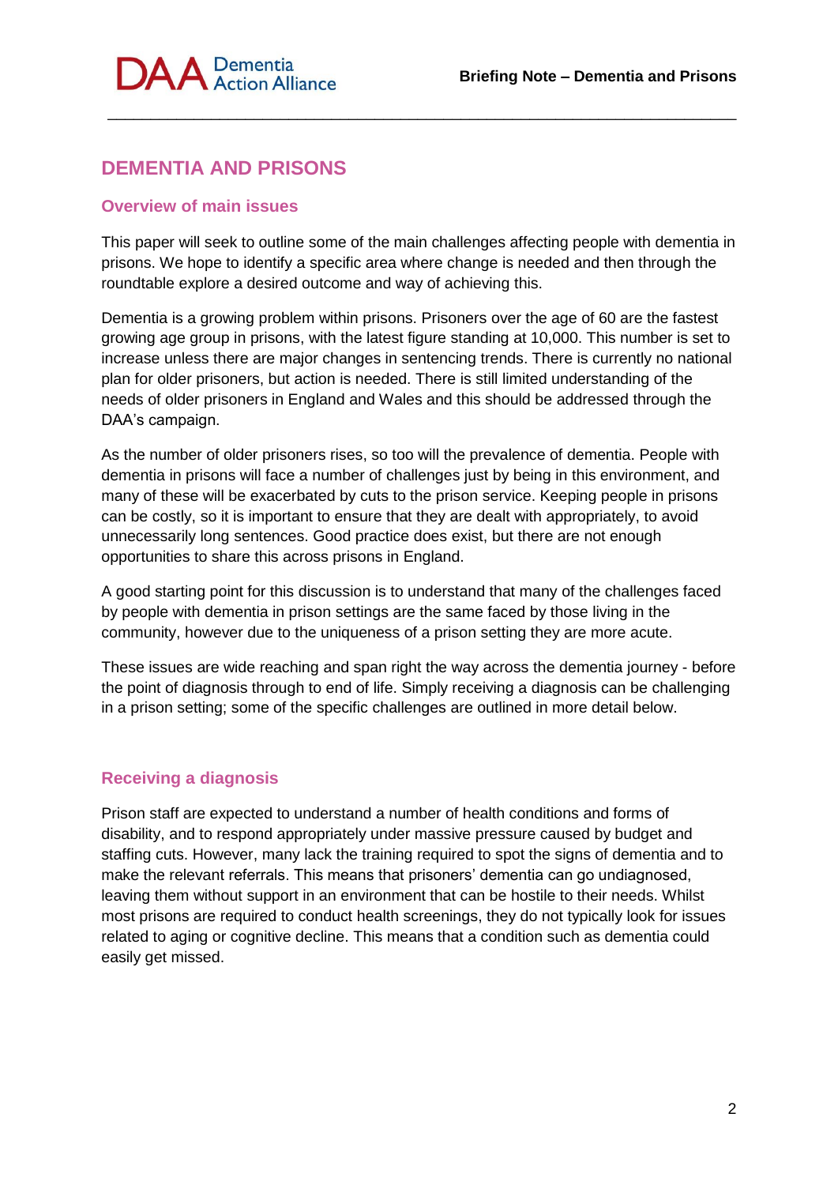# DEMENTIA AND PRISONS

## Overview of main issues

This paper will seek to outline some of the main challenges affecting people with dementia in prisons. We hope to identify a specific area where change is needed and then through the roundtable explore a desired outcome and way of achieving this.

Dementia is a growing problem within prisons. Prisoners over the age of 60 are the fastest growing age group in prisons, with the latest figure standing at 10,000. This number is set to increase unless there are major changes in sentencing trends. There is currently no national plan for older prisoners, but action is needed. There is still limited understanding of the needs of older prisoners in England and Wales and this should be addressed through the DAA's campaign.

As the number of older prisoners rises, so too will the prevalence of dementia. People with dementia in prisons will face a number of challenges just by being in this environment, and many of these will be exacerbated by cuts to the prison service. Keeping people in prisons can be costly, so it is important to ensure that they are dealt with appropriately, to avoid unnecessarily long sentences. Good practice does exist, but there are not enough opportunities to share this across prisons in England.

A good starting point for this discussion is to understand that many of the challenges faced by people with dementia in prison settings are the same faced by those living in the community, however due to the uniqueness of a prison setting they are more acute.

These issues are wide reaching and span right the way across the dementia journey - before the point of diagnosis through to end of life. Simply receiving a diagnosis can be challenging in a prison setting; some of the specific challenges are outlined in more detail below.

## Receiving a diagnosis

Prison staff are expected to understand a number of health conditions and forms of disability, and to respond appropriately under massive pressure caused by budget and staffing cuts. However, many lack the training required to spot the signs of dementia and to make the relevant referrals. This means that prisoners' dementia can go undiagnosed, leaving them without support in an environment that can be hostile to their needs. Whilst most prisons are required to conduct health screenings, they do not typically look for issues related to aging or cognitive decline. This means that a condition such as dementia could easily get missed.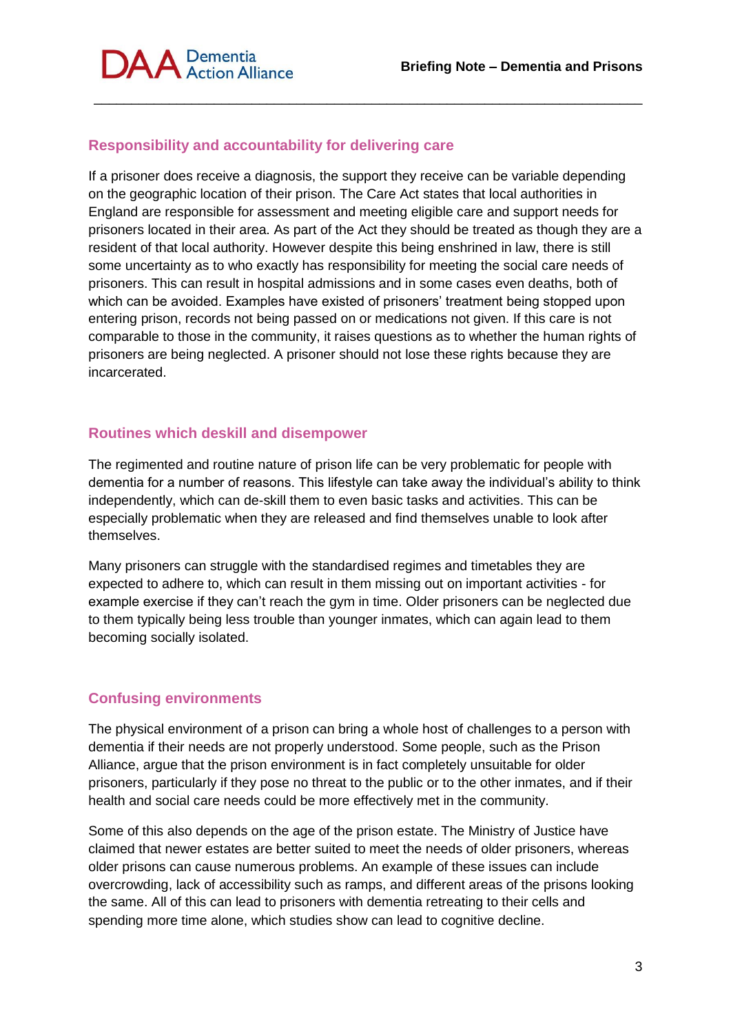## Responsibility and accountability for delivering care

If a prisoner does receive a diagnosis, the support they receive can be variable depending on the geographic location of their prison. The Care Act states that local authorities in England are responsible for assessment and meeting eligible care and support needs for prisoners located in their area. As part of the Act they should be treated as though they are a resident of that local authority. However despite this being enshrined in law, there is still some uncertainty as to who exactly has responsibility for meeting the social care needs of prisoners. This can result in hospital admissions and in some cases even deaths, both of which can be avoided. Examples have existed of prisoners' treatment being stopped upon entering prison, records not being passed on or medications not given. If this care is not comparable to those in the community, it raises questions as to whether the human rights of prisoners are being neglected. A prisoner should not lose these rights because they are incarcerated.

## Routines which deskill and disempower

The regimented and routine nature of prison life can be very problematic for people with dementia for a number of reasons. This lifestyle can take away the individual's ability to think independently, which can de-skill them to even basic tasks and activities. This can be especially problematic when they are released and find themselves unable to look after themselves.

Many prisoners can struggle with the standardised regimes and timetables they are expected to adhere to, which can result in them missing out on important activities - for example exercise if they can't reach the gym in time. Older prisoners can be neglected due to them typically being less trouble than younger inmates, which can again lead to them becoming socially isolated.

## Confusing environments

The physical environment of a prison can bring a whole host of challenges to a person with dementia if their needs are not properly understood. Some people, such as the Prison Alliance, argue that the prison environment is in fact completely unsuitable for older prisoners, particularly if they pose no threat to the public or to the other inmates, and if their health and social care needs could be more effectively met in the community.

Some of this also depends on the age of the prison estate. The Ministry of Justice have claimed that newer estates are better suited to meet the needs of older prisoners, whereas older prisons can cause numerous problems. An example of these issues can include overcrowding, lack of accessibility such as ramps, and different areas of the prisons looking the same. All of this can lead to prisoners with dementia retreating to their cells and spending more time alone, which studies show can lead to cognitive decline.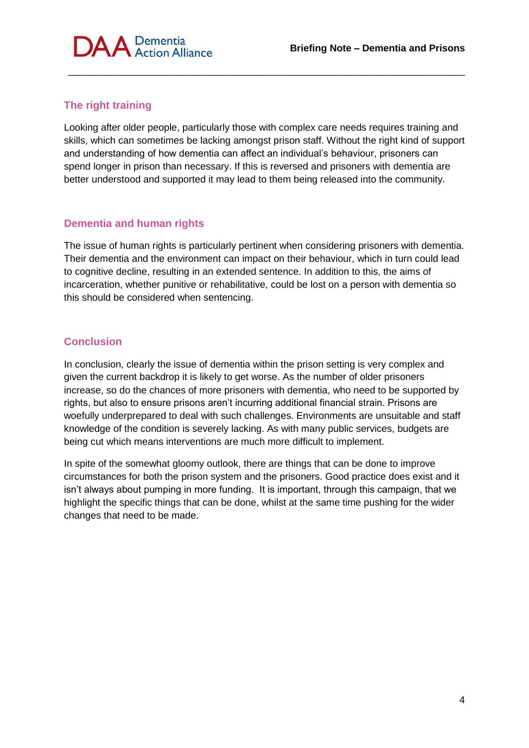## The right training

Looking after older people, particularly those with complex care needs requires training and skills, which can sometimes be lacking amongst prison staff. Without the right kind of support and understanding of how dementia can affect an individual's behaviour, prisoners can spend longer in prison than necessary. If this is reversed and prisoners with dementia are better understood and supported it may lead to them being released into the community.

## Dementia and human rights

The issue of human rights is particularly pertinent when considering prisoners with dementia. Their dementia and the environment can impact on their behaviour, which in turn could lead to cognitive decline, resulting in an extended sentence. In addition to this, the aims of incarceration, whether punitive or rehabilitative, could be lost on a person with dementia so this should be considered when sentencing.

## Conclusion

In conclusion, clearly the issue of dementia within the prison setting is very complex and given the current backdrop it is likely to get worse. As the number of older prisoners increase, so do the chances of more prisoners with dementia, who need to be supported by rights, but also to ensure prisons aren't incurring additional financial strain. Prisons are woefully underprepared to deal with such challenges. Environments are unsuitable and staff knowledge of the condition is severely lacking. As with many public services, budgets are being cut which means interventions are much more difficult to implement.

In spite of the somewhat gloomy outlook, there are things that can be done to improve circumstances for both the prison system and the prisoners. Good practice does exist and it isn't always about pumping in more funding. It is important, through this campaign, that we highlight the specific things that can be done, whilst at the same time pushing for the wider changes that need to be made.